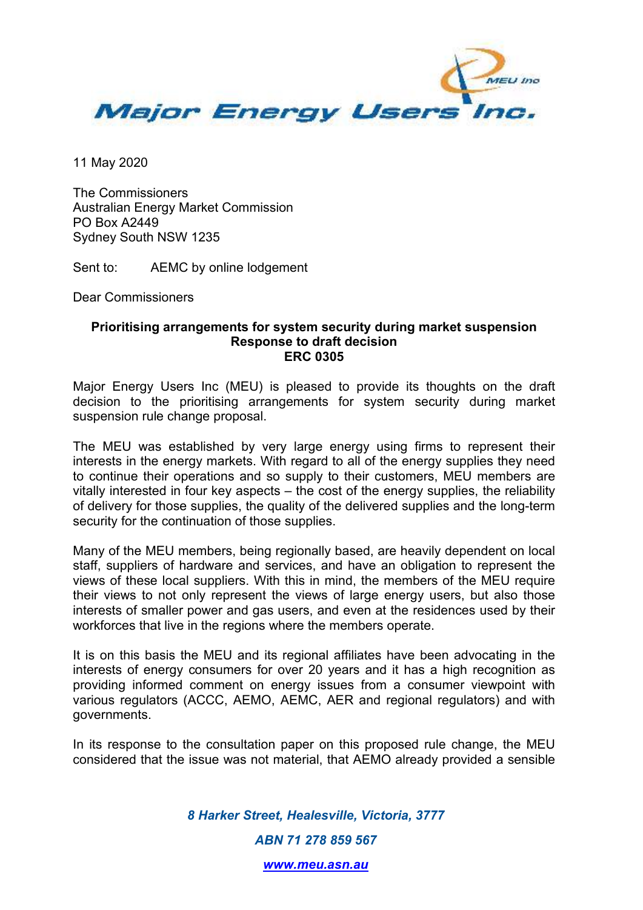# Major Energy Users Inc.

11 May 2020

The Commissioners
Australian Energy Market Commission
PO Box A2449
Sydney South NSW 1235

Sent to: AEMC by online lodgement

Dear Commissioners

**Prioritising arrangements for system security during market suspension**
**Response to draft decision**
**ERC 0305**

Major Energy Users Inc (MEU) is pleased to provide its thoughts on the draft decision to the prioritising arrangements for system security during market suspension rule change proposal.

The MEU was established by very large energy using firms to represent their interests in the energy markets. With regard to all of the energy supplies they need to continue their operations and so supply to their customers, MEU members are vitally interested in four key aspects – the cost of the energy supplies, the reliability of delivery for those supplies, the quality of the delivered supplies and the long-term security for the continuation of those supplies.

Many of the MEU members, being regionally based, are heavily dependent on local staff, suppliers of hardware and services, and have an obligation to represent the views of these local suppliers. With this in mind, the members of the MEU require their views to not only represent the views of large energy users, but also those interests of smaller power and gas users, and even at the residences used by their workforces that live in the regions where the members operate.

It is on this basis the MEU and its regional affiliates have been advocating in the interests of energy consumers for over 20 years and it has a high recognition as providing informed comment on energy issues from a consumer viewpoint with various regulators (ACCC, AEMO, AEMC, AER and regional regulators) and with governments.

In its response to the consultation paper on this proposed rule change, the MEU considered that the issue was not material, that AEMO already provided a sensible

*8 Harker Street, Healesville, Victoria, 3777*

*ABN 71 278 859 567*

*www.meu.asn.au*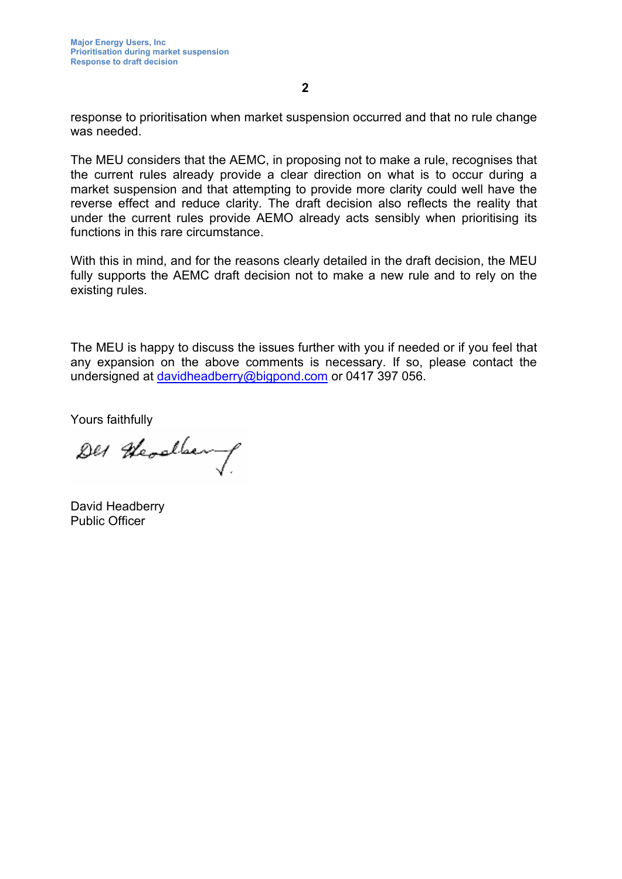response to prioritisation when market suspension occurred and that no rule change was needed.

The MEU considers that the AEMC, in proposing not to make a rule, recognises that the current rules already provide a clear direction on what is to occur during a market suspension and that attempting to provide more clarity could well have the reverse effect and reduce clarity. The draft decision also reflects the reality that under the current rules provide AEMO already acts sensibly when prioritising its functions in this rare circumstance.

With this in mind, and for the reasons clearly detailed in the draft decision, the MEU fully supports the AEMC draft decision not to make a new rule and to rely on the existing rules.

The MEU is happy to discuss the issues further with you if needed or if you feel that any expansion on the above comments is necessary. If so, please contact the undersigned at davidheadberry@bigpond.com or 0417 397 056.

Yours faithfully

David Headberry
Public Officer